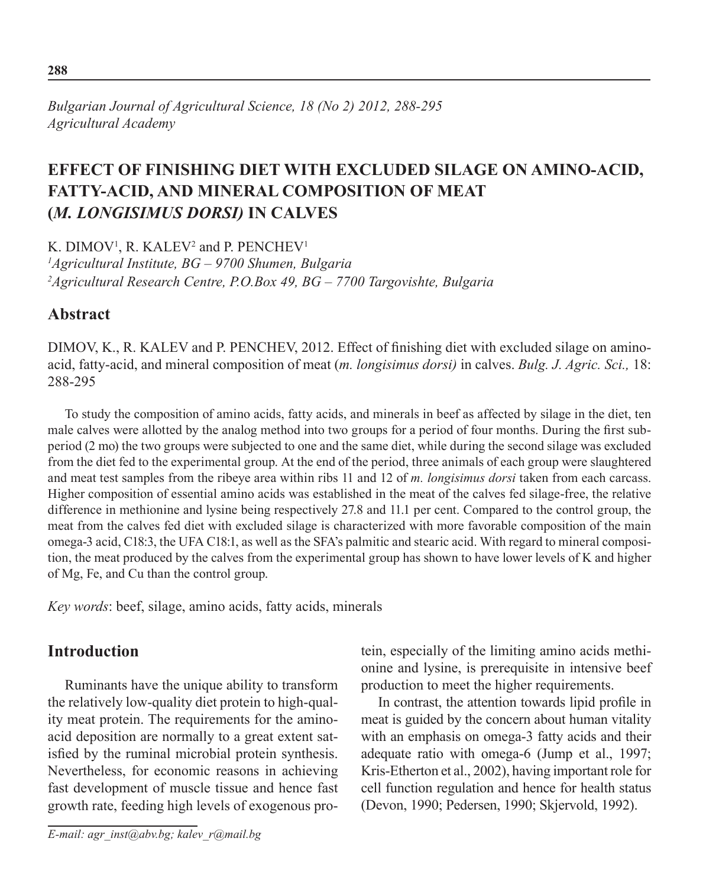*Bulgarian Journal of Agricultural Science, 18 (No 2) 2012, 288-295*
*Agricultural Academy*

# EFFECT OF FINISHING DIET WITH EXCLUDED SILAGE ON AMINO-ACID, FATTY-ACID, AND MINERAL COMPOSITION OF MEAT (*M. LONGISIMUS DORSI)* IN CALVES

K. DIMOV[1], R. KALEV[2] and P. PENCHEV[1]

[1]*Agricultural Institute, BG – 9700 Shumen, Bulgaria*
[2]*Agricultural Research Centre, P.O.Box 49, BG – 7700 Targovishte, Bulgaria*

## Abstract

DIMOV, K., R. KALEV and P. PENCHEV, 2012. Effect of finishing diet with excluded silage on amino-acid, fatty-acid, and mineral composition of meat (*m. longisimus dorsi)* in calves. *Bulg. J. Agric. Sci.,* 18: 288-295

To study the composition of amino acids, fatty acids, and minerals in beef as affected by silage in the diet, ten male calves were allotted by the analog method into two groups for a period of four months. During the first sub-period (2 mo) the two groups were subjected to one and the same diet, while during the second silage was excluded from the diet fed to the experimental group. At the end of the period, three animals of each group were slaughtered and meat test samples from the ribeye area within ribs 11 and 12 of *m. longisimus dorsi* taken from each carcass. Higher composition of essential amino acids was established in the meat of the calves fed silage-free, the relative difference in methionine and lysine being respectively 27.8 and 11.1 per cent. Compared to the control group, the meat from the calves fed diet with excluded silage is characterized with more favorable composition of the main omega-3 acid, C18:3, the UFA C18:1, as well as the SFA's palmitic and stearic acid. With regard to mineral composition, the meat produced by the calves from the experimental group has shown to have lower levels of K and higher of Mg, Fe, and Cu than the control group.

*Key words*: beef, silage, amino acids, fatty acids, minerals

## Introduction

Ruminants have the unique ability to transform the relatively low-quality diet protein to high-quality meat protein. The requirements for the amino-acid deposition are normally to a great extent satisfied by the ruminal microbial protein synthesis. Nevertheless, for economic reasons in achieving fast development of muscle tissue and hence fast growth rate, feeding high levels of exogenous protein, especially of the limiting amino acids methionine and lysine, is prerequisite in intensive beef production to meet the higher requirements.

In contrast, the attention towards lipid profile in meat is guided by the concern about human vitality with an emphasis on omega-3 fatty acids and their adequate ratio with omega-6 (Jump et al., 1997; Kris-Etherton et al., 2002), having important role for cell function regulation and hence for health status (Devon, 1990; Pedersen, 1990; Skjervold, 1992).

*E-mail: agr_inst@abv.bg; kalev_r@mail.bg*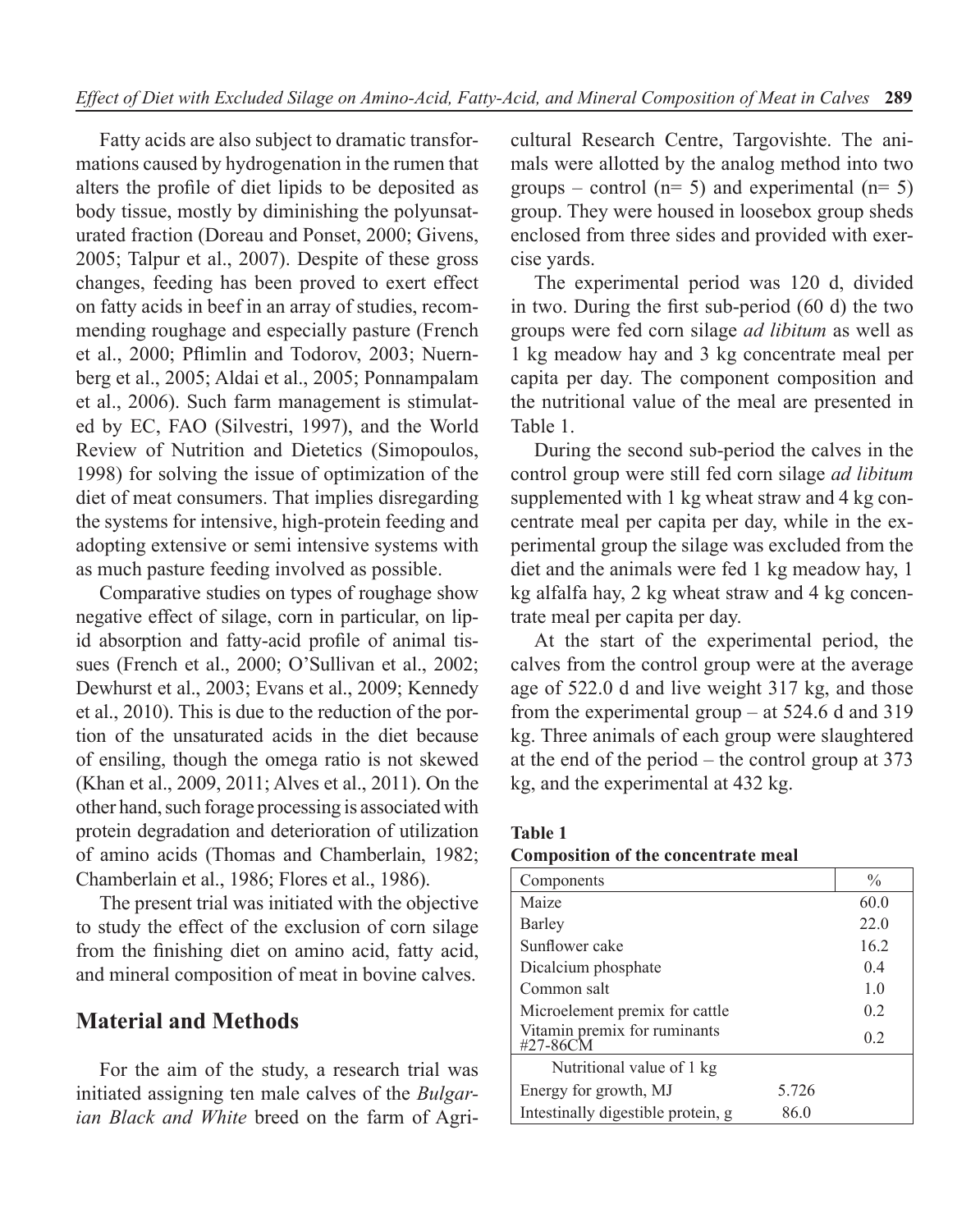Fatty acids are also subject to dramatic transformations caused by hydrogenation in the rumen that alters the profile of diet lipids to be deposited as body tissue, mostly by diminishing the polyunsaturated fraction (Doreau and Ponset, 2000; Givens, 2005; Talpur et al., 2007). Despite of these gross changes, feeding has been proved to exert effect on fatty acids in beef in an array of studies, recommending roughage and especially pasture (French et al., 2000; Pflimlin and Todorov, 2003; Nuernberg et al., 2005; Aldai et al., 2005; Ponnampalam et al., 2006). Such farm management is stimulated by EC, FAO (Silvestri, 1997), and the World Review of Nutrition and Dietetics (Simopoulos, 1998) for solving the issue of optimization of the diet of meat consumers. That implies disregarding the systems for intensive, high-protein feeding and adopting extensive or semi intensive systems with as much pasture feeding involved as possible.

Comparative studies on types of roughage show negative effect of silage, corn in particular, on lipid absorption and fatty-acid profile of animal tissues (French et al., 2000; O'Sullivan et al., 2002; Dewhurst et al., 2003; Evans et al., 2009; Kennedy et al., 2010). This is due to the reduction of the portion of the unsaturated acids in the diet because of ensiling, though the omega ratio is not skewed (Khan et al., 2009, 2011; Alves et al., 2011). On the other hand, such forage processing is associated with protein degradation and deterioration of utilization of amino acids (Thomas and Chamberlain, 1982; Chamberlain et al., 1986; Flores et al., 1986).

The present trial was initiated with the objective to study the effect of the exclusion of corn silage from the finishing diet on amino acid, fatty acid, and mineral composition of meat in bovine calves.

## Material and Methods

For the aim of the study, a research trial was initiated assigning ten male calves of the *Bulgarian Black and White* breed on the farm of Agricultural Research Centre, Targovishte. The animals were allotted by the analog method into two groups – control (n= 5) and experimental (n= 5) group. They were housed in loosebox group sheds enclosed from three sides and provided with exercise yards.

The experimental period was 120 d, divided in two. During the first sub-period (60 d) the two groups were fed corn silage *ad libitum* as well as 1 kg meadow hay and 3 kg concentrate meal per capita per day. The component composition and the nutritional value of the meal are presented in Table 1.

During the second sub-period the calves in the control group were still fed corn silage *ad libitum* supplemented with 1 kg wheat straw and 4 kg concentrate meal per capita per day, while in the experimental group the silage was excluded from the diet and the animals were fed 1 kg meadow hay, 1 kg alfalfa hay, 2 kg wheat straw and 4 kg concentrate meal per capita per day.

At the start of the experimental period, the calves from the control group were at the average age of 522.0 d and live weight 317 kg, and those from the experimental group – at 524.6 d and 319 kg. Three animals of each group were slaughtered at the end of the period – the control group at 373 kg, and the experimental at 432 kg.

**Table 1**
**Composition of the concentrate meal**

| Components | | % |
|---|---|---|
| Maize | | 60.0 |
| Barley | | 22.0 |
| Sunflower cake | | 16.2 |
| Dicalcium phosphate | | 0.4 |
| Common salt | | 1.0 |
| Microelement premix for cattle | | 0.2 |
| Vitamin premix for ruminants #27-86CM | | 0.2 |
| Nutritional value of 1 kg | | |
| Energy for growth, MJ | 5.726 | |
| Intestinally digestible protein, g | 86.0 | |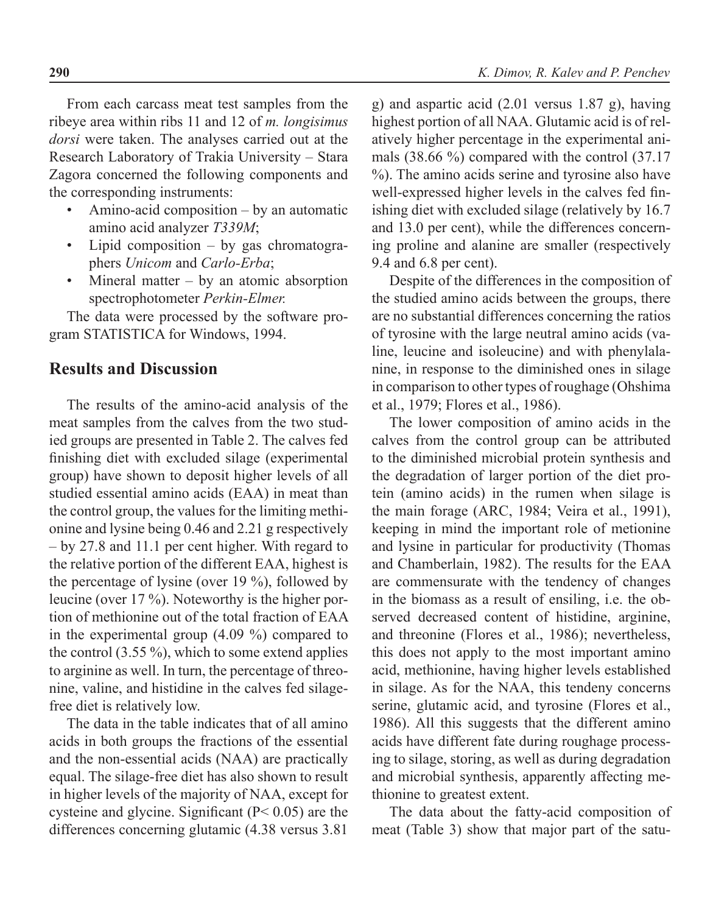From each carcass meat test samples from the ribeye area within ribs 11 and 12 of *m. longisimus dorsi* were taken. The analyses carried out at the Research Laboratory of Trakia University – Stara Zagora concerned the following components and the corresponding instruments:

- Amino-acid composition – by an automatic amino acid analyzer *T339M*;
- Lipid composition – by gas chromatographers *Unicom* and *Carlo-Erba*;
- Mineral matter – by an atomic absorption spectrophotometer *Perkin-Elmer.*

The data were processed by the software program STATISTICA for Windows, 1994.

## Results and Discussion

The results of the amino-acid analysis of the meat samples from the calves from the two studied groups are presented in Table 2. The calves fed finishing diet with excluded silage (experimental group) have shown to deposit higher levels of all studied essential amino acids (EAA) in meat than the control group, the values for the limiting methionine and lysine being 0.46 and 2.21 g respectively – by 27.8 and 11.1 per cent higher. With regard to the relative portion of the different EAA, highest is the percentage of lysine (over 19 %), followed by leucine (over 17 %). Noteworthy is the higher portion of methionine out of the total fraction of EAA in the experimental group (4.09 %) compared to the control (3.55 %), which to some extend applies to arginine as well. In turn, the percentage of threonine, valine, and histidine in the calves fed silage-free diet is relatively low.

The data in the table indicates that of all amino acids in both groups the fractions of the essential and the non-essential acids (NAA) are practically equal. The silage-free diet has also shown to result in higher levels of the majority of NAA, except for cysteine and glycine. Significant ($P < 0.05$) are the differences concerning glutamic (4.38 versus 3.81 g) and aspartic acid (2.01 versus 1.87 g), having highest portion of all NAA. Glutamic acid is of relatively higher percentage in the experimental animals (38.66 %) compared with the control (37.17 %). The amino acids serine and tyrosine also have well-expressed higher levels in the calves fed finishing diet with excluded silage (relatively by 16.7 and 13.0 per cent), while the differences concerning proline and alanine are smaller (respectively 9.4 and 6.8 per cent).

Despite of the differences in the composition of the studied amino acids between the groups, there are no substantial differences concerning the ratios of tyrosine with the large neutral amino acids (valine, leucine and isoleucine) and with phenylalanine, in response to the diminished ones in silage in comparison to other types of roughage (Ohshima et al., 1979; Flores et al., 1986).

The lower composition of amino acids in the calves from the control group can be attributed to the diminished microbial protein synthesis and the degradation of larger portion of the diet protein (amino acids) in the rumen when silage is the main forage (ARC, 1984; Veira et al., 1991), keeping in mind the important role of metionine and lysine in particular for productivity (Thomas and Chamberlain, 1982). The results for the EAA are commensurate with the tendency of changes in the biomass as a result of ensiling, i.e. the observed decreased content of histidine, arginine, and threonine (Flores et al., 1986); nevertheless, this does not apply to the most important amino acid, methionine, having higher levels established in silage. As for the NAA, this tendeny concerns serine, glutamic acid, and tyrosine (Flores et al., 1986). All this suggests that the different amino acids have different fate during roughage processing to silage, storing, as well as during degradation and microbial synthesis, apparently affecting methionine to greatest extent.

The data about the fatty-acid composition of meat (Table 3) show that major part of the satu-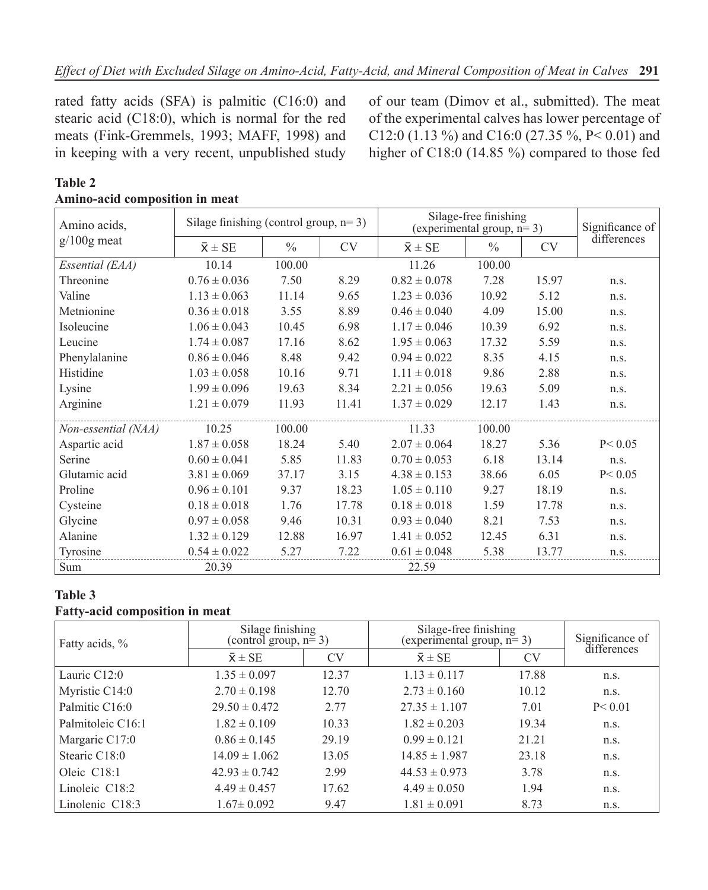rated fatty acids (SFA) is palmitic (C16:0) and stearic acid (C18:0), which is normal for the red meats (Fink-Gremmels, 1993; MAFF, 1998) and in keeping with a very recent, unpublished study of our team (Dimov et al., submitted). The meat of the experimental calves has lower percentage of C12:0 (1.13 %) and C16:0 (27.35 %, P< 0.01) and higher of C18:0 (14.85 %) compared to those fed

**Table 2**
**Amino-acid composition in meat**

| Amino acids, g/100g meat | Silage finishing (control group, n= 3) | | | Silage-free finishing (experimental group, n= 3) | | | Significance of differences |
|---|---|---|---|---|---|---|---|
| | $\bar{x} \pm SE$ | % | CV | $\bar{x} \pm SE$ | % | CV | |
| *Essential (EAA)* | 10.14 | 100.00 | | 11.26 | 100.00 | | |
| Threonine | 0.76 ± 0.036 | 7.50 | 8.29 | 0.82 ± 0.078 | 7.28 | 15.97 | n.s. |
| Valine | 1.13 ± 0.063 | 11.14 | 9.65 | 1.23 ± 0.036 | 10.92 | 5.12 | n.s. |
| Metnionine | 0.36 ± 0.018 | 3.55 | 8.89 | 0.46 ± 0.040 | 4.09 | 15.00 | n.s. |
| Isoleucine | 1.06 ± 0.043 | 10.45 | 6.98 | 1.17 ± 0.046 | 10.39 | 6.92 | n.s. |
| Leucine | 1.74 ± 0.087 | 17.16 | 8.62 | 1.95 ± 0.063 | 17.32 | 5.59 | n.s. |
| Phenylalanine | 0.86 ± 0.046 | 8.48 | 9.42 | 0.94 ± 0.022 | 8.35 | 4.15 | n.s. |
| Histidine | 1.03 ± 0.058 | 10.16 | 9.71 | 1.11 ± 0.018 | 9.86 | 2.88 | n.s. |
| Lysine | 1.99 ± 0.096 | 19.63 | 8.34 | 2.21 ± 0.056 | 19.63 | 5.09 | n.s. |
| Arginine | 1.21 ± 0.079 | 11.93 | 11.41 | 1.37 ± 0.029 | 12.17 | 1.43 | n.s. |
| *Non-essential (NAA)* | 10.25 | 100.00 | | 11.33 | 100.00 | | |
| Aspartic acid | 1.87 ± 0.058 | 18.24 | 5.40 | 2.07 ± 0.064 | 18.27 | 5.36 | P< 0.05 |
| Serine | 0.60 ± 0.041 | 5.85 | 11.83 | 0.70 ± 0.053 | 6.18 | 13.14 | n.s. |
| Glutamic acid | 3.81 ± 0.069 | 37.17 | 3.15 | 4.38 ± 0.153 | 38.66 | 6.05 | P< 0.05 |
| Proline | 0.96 ± 0.101 | 9.37 | 18.23 | 1.05 ± 0.110 | 9.27 | 18.19 | n.s. |
| Cysteine | 0.18 ± 0.018 | 1.76 | 17.78 | 0.18 ± 0.018 | 1.59 | 17.78 | n.s. |
| Glycine | 0.97 ± 0.058 | 9.46 | 10.31 | 0.93 ± 0.040 | 8.21 | 7.53 | n.s. |
| Alanine | 1.32 ± 0.129 | 12.88 | 16.97 | 1.41 ± 0.052 | 12.45 | 6.31 | n.s. |
| Tyrosine | 0.54 ± 0.022 | 5.27 | 7.22 | 0.61 ± 0.048 | 5.38 | 13.77 | n.s. |
| Sum | 20.39 | | | 22.59 | | | |

**Table 3**
**Fatty-acid composition in meat**

| Fatty acids, % | Silage finishing (control group, n= 3) | | Silage-free finishing (experimental group, n= 3) | | Significance of differences |
|---|---|---|---|---|---|
| | $\bar{x} \pm SE$ | CV | $\bar{x} \pm SE$ | CV | |
| Lauric C12:0 | 1.35 ± 0.097 | 12.37 | 1.13 ± 0.117 | 17.88 | n.s. |
| Myristic C14:0 | 2.70 ± 0.198 | 12.70 | 2.73 ± 0.160 | 10.12 | n.s. |
| Palmitic C16:0 | 29.50 ± 0.472 | 2.77 | 27.35 ± 1.107 | 7.01 | P< 0.01 |
| Palmitoleic C16:1 | 1.82 ± 0.109 | 10.33 | 1.82 ± 0.203 | 19.34 | n.s. |
| Margaric C17:0 | 0.86 ± 0.145 | 29.19 | 0.99 ± 0.121 | 21.21 | n.s. |
| Stearic C18:0 | 14.09 ± 1.062 | 13.05 | 14.85 ± 1.987 | 23.18 | n.s. |
| Oleic C18:1 | 42.93 ± 0.742 | 2.99 | 44.53 ± 0.973 | 3.78 | n.s. |
| Linoleic C18:2 | 4.49 ± 0.457 | 17.62 | 4.49 ± 0.050 | 1.94 | n.s. |
| Linolenic C18:3 | 1.67± 0.092 | 9.47 | 1.81 ± 0.091 | 8.73 | n.s. |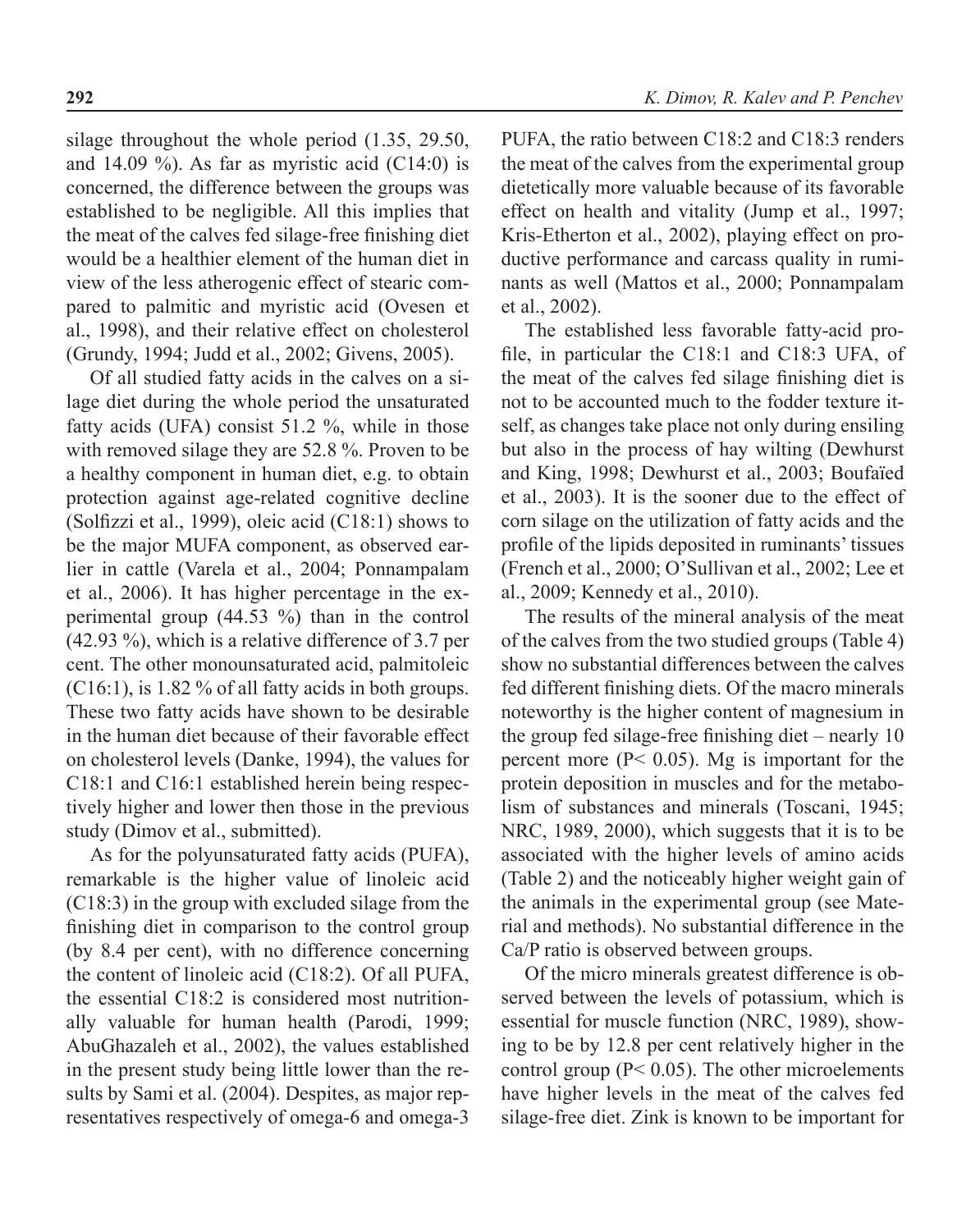silage throughout the whole period (1.35, 29.50, and 14.09 %). As far as myristic acid (C14:0) is concerned, the difference between the groups was established to be negligible. All this implies that the meat of the calves fed silage-free finishing diet would be a healthier element of the human diet in view of the less atherogenic effect of stearic compared to palmitic and myristic acid (Ovesen et al., 1998), and their relative effect on cholesterol (Grundy, 1994; Judd et al., 2002; Givens, 2005).

Of all studied fatty acids in the calves on a silage diet during the whole period the unsaturated fatty acids (UFA) consist 51.2 %, while in those with removed silage they are 52.8 %. Proven to be a healthy component in human diet, e.g. to obtain protection against age-related cognitive decline (Solfizzi et al., 1999), oleic acid (C18:1) shows to be the major MUFA component, as observed earlier in cattle (Varela et al., 2004; Ponnampalam et al., 2006). It has higher percentage in the experimental group (44.53 %) than in the control (42.93 %), which is a relative difference of 3.7 per cent. The other monounsaturated acid, palmitoleic (C16:1), is 1.82 % of all fatty acids in both groups. These two fatty acids have shown to be desirable in the human diet because of their favorable effect on cholesterol levels (Danke, 1994), the values for C18:1 and C16:1 established herein being respectively higher and lower then those in the previous study (Dimov et al., submitted).

As for the polyunsaturated fatty acids (PUFA), remarkable is the higher value of linoleic acid (C18:3) in the group with excluded silage from the finishing diet in comparison to the control group (by 8.4 per cent), with no difference concerning the content of linoleic acid (C18:2). Of all PUFA, the essential C18:2 is considered most nutritionally valuable for human health (Parodi, 1999; AbuGhazaleh et al., 2002), the values established in the present study being little lower than the results by Sami et al. (2004). Despites, as major representatives respectively of omega-6 and omega-3 PUFA, the ratio between C18:2 and C18:3 renders the meat of the calves from the experimental group dietetically more valuable because of its favorable effect on health and vitality (Jump et al., 1997; Kris-Etherton et al., 2002), playing effect on productive performance and carcass quality in ruminants as well (Mattos et al., 2000; Ponnampalam et al., 2002).

The established less favorable fatty-acid profile, in particular the C18:1 and C18:3 UFA, of the meat of the calves fed silage finishing diet is not to be accounted much to the fodder texture itself, as changes take place not only during ensiling but also in the process of hay wilting (Dewhurst and King, 1998; Dewhurst et al., 2003; Boufaïed et al., 2003). It is the sooner due to the effect of corn silage on the utilization of fatty acids and the profile of the lipids deposited in ruminants' tissues (French et al., 2000; O'Sullivan et al., 2002; Lee et al., 2009; Kennedy et al., 2010).

The results of the mineral analysis of the meat of the calves from the two studied groups (Table 4) show no substantial differences between the calves fed different finishing diets. Of the macro minerals noteworthy is the higher content of magnesium in the group fed silage-free finishing diet – nearly 10 percent more ($P < 0.05$). Mg is important for the protein deposition in muscles and for the metabolism of substances and minerals (Toscani, 1945; NRC, 1989, 2000), which suggests that it is to be associated with the higher levels of amino acids (Table 2) and the noticeably higher weight gain of the animals in the experimental group (see Material and methods). No substantial difference in the Ca/P ratio is observed between groups.

Of the micro minerals greatest difference is observed between the levels of potassium, which is essential for muscle function (NRC, 1989), showing to be by 12.8 per cent relatively higher in the control group ($P < 0.05$). The other microelements have higher levels in the meat of the calves fed silage-free diet. Zink is known to be important for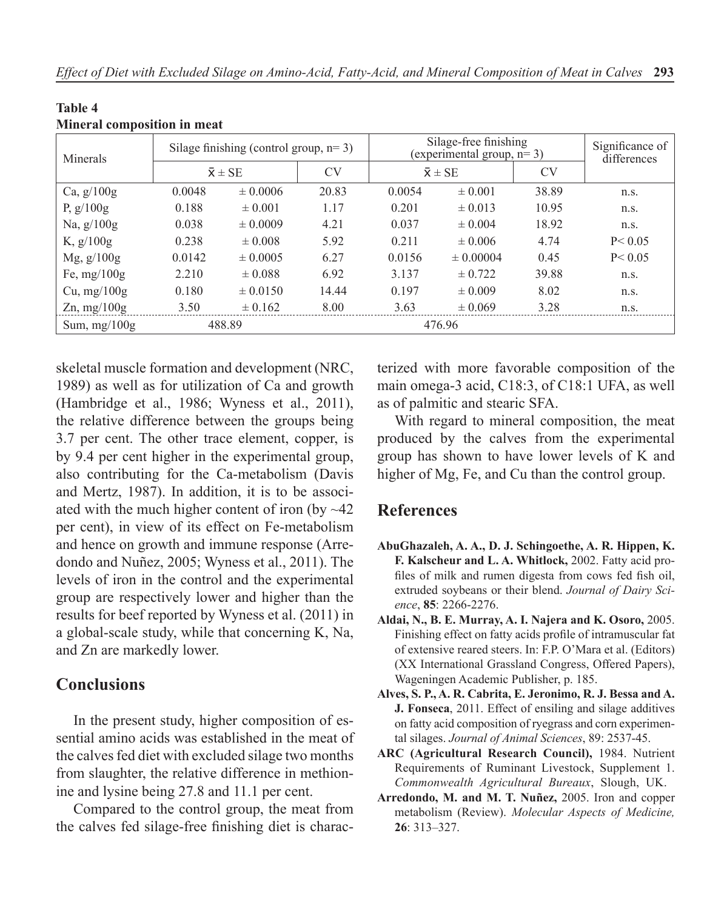**Table 4**
**Mineral composition in meat**

| Minerals | Silage finishing (control group, n= 3) | | | Silage-free finishing (experimental group, n= 3) | | | Significance of differences |
|---|---|---|---|---|---|---|---|
| | $\bar{x} \pm SE$ | | CV | $\bar{x} \pm SE$ | | CV | |
| Ca, g/100g | 0.0048 | ± 0.0006 | 20.83 | 0.0054 | ± 0.001 | 38.89 | n.s. |
| P, g/100g | 0.188 | ± 0.001 | 1.17 | 0.201 | ± 0.013 | 10.95 | n.s. |
| Na, g/100g | 0.038 | ± 0.0009 | 4.21 | 0.037 | ± 0.004 | 18.92 | n.s. |
| K, g/100g | 0.238 | ± 0.008 | 5.92 | 0.211 | ± 0.006 | 4.74 | $P< 0.05$ |
| Mg, g/100g | 0.0142 | ± 0.0005 | 6.27 | 0.0156 | ± 0.00004 | 0.45 | $P< 0.05$ |
| Fe, mg/100g | 2.210 | ± 0.088 | 6.92 | 3.137 | ± 0.722 | 39.88 | n.s. |
| Cu, mg/100g | 0.180 | ± 0.0150 | 14.44 | 0.197 | ± 0.009 | 8.02 | n.s. |
| Zn, mg/100g | 3.50 | ± 0.162 | 8.00 | 3.63 | ± 0.069 | 3.28 | n.s. |
| Sum, mg/100g | 488.89 | | | 476.96 | | | |

skeletal muscle formation and development (NRC, 1989) as well as for utilization of Ca and growth (Hambridge et al., 1986; Wyness et al., 2011), the relative difference between the groups being 3.7 per cent. The other trace element, copper, is by 9.4 per cent higher in the experimental group, also contributing for the Ca-metabolism (Davis and Mertz, 1987). In addition, it is to be associated with the much higher content of iron (by ~42 per cent), in view of its effect on Fe-metabolism and hence on growth and immune response (Arredondo and Nuñez, 2005; Wyness et al., 2011). The levels of iron in the control and the experimental group are respectively lower and higher than the results for beef reported by Wyness et al. (2011) in a global-scale study, while that concerning K, Na, and Zn are markedly lower.

## Conclusions

In the present study, higher composition of essential amino acids was established in the meat of the calves fed diet with excluded silage two months from slaughter, the relative difference in methionine and lysine being 27.8 and 11.1 per cent.

Compared to the control group, the meat from the calves fed silage-free finishing diet is characterized with more favorable composition of the main omega-3 acid, C18:3, of C18:1 UFA, as well as of palmitic and stearic SFA.

With regard to mineral composition, the meat produced by the calves from the experimental group has shown to have lower levels of K and higher of Mg, Fe, and Cu than the control group.

## References

**AbuGhazaleh, A. A., D. J. Schingoethe, A. R. Hippen, K. F. Kalscheur and L. A. Whitlock,** 2002. Fatty acid profiles of milk and rumen digesta from cows fed fish oil, extruded soybeans or their blend. *Journal of Dairy Science*, **85**: 2266-2276.

**Aldai, N., B. E. Murray, A. I. Najera and K. Osoro,** 2005. Finishing effect on fatty acids profile of intramuscular fat of extensive reared steers. In: F.P. O'Mara et al. (Editors) (XX International Grassland Congress, Offered Papers), Wageningen Academic Publisher, p. 185.

**Alves, S. P., A. R. Cabrita, E. Jeronimo, R. J. Bessa and A. J. Fonseca**, 2011. Effect of ensiling and silage additives on fatty acid composition of ryegrass and corn experimental silages. *Journal of Animal Sciences*, 89: 2537-45.

**ARC (Agricultural Research Council),** 1984. Nutrient Requirements of Ruminant Livestock, Supplement 1. *Commonwealth Agricultural Bureaux*, Slough, UK.

**Arredondo, M. and M. T. Nuñez,** 2005. Iron and copper metabolism (Review). *Molecular Aspects of Medicine,* **26**: 313–327.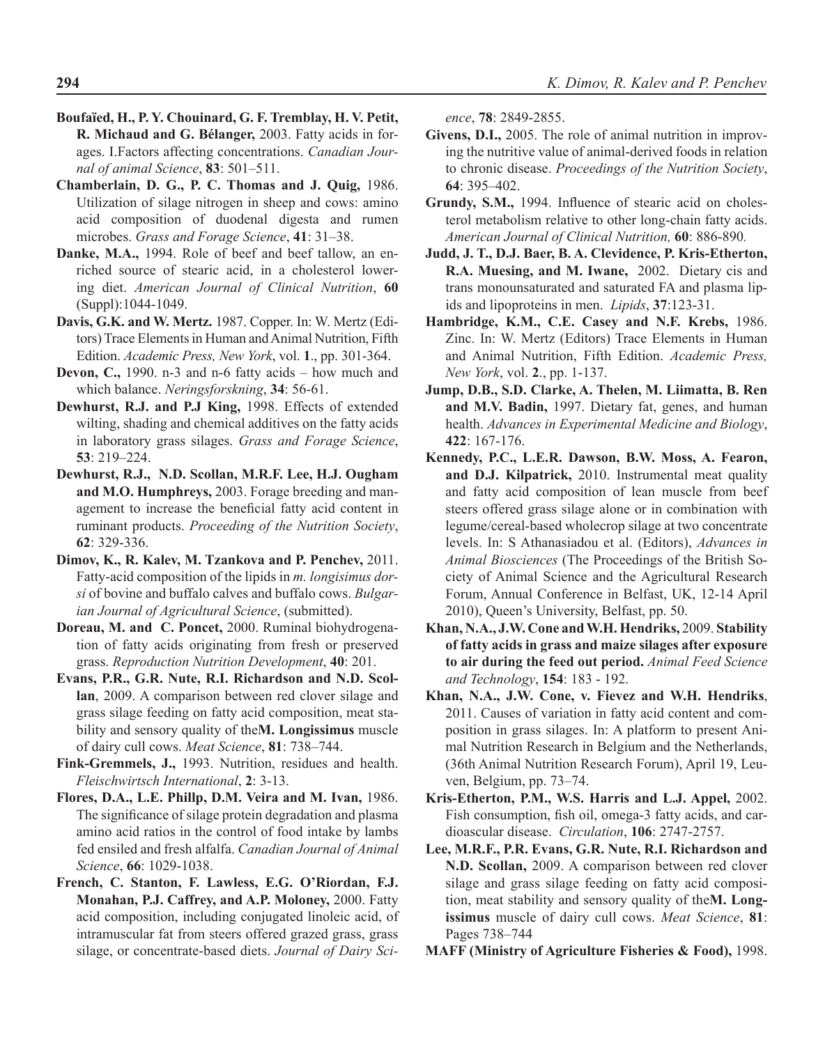**Boufaïed, H., P. Y. Chouinard, G. F. Tremblay, H. V. Petit, R. Michaud and G. Bélanger,** 2003. Fatty acids in forages. I.Factors affecting concentrations. *Canadian Journal of animal Science*, **83**: 501–511.

**Chamberlain, D. G., P. C. Thomas and J. Quig,** 1986. Utilization of silage nitrogen in sheep and cows: amino acid composition of duodenal digesta and rumen microbes. *Grass and Forage Science*, **41**: 31–38.

**Danke, M.A.,** 1994. Role of beef and beef tallow, an enriched source of stearic acid, in a cholesterol lowering diet. *American Journal of Clinical Nutrition*, **60** (Suppl):1044-1049.

**Davis, G.K. and W. Mertz.** 1987. Copper. In: W. Mertz (Editors) Trace Elements in Human and Animal Nutrition, Fifth Edition. *Academic Press, New York*, vol. **1**., pp. 301-364.

**Devon, C.,** 1990. n-3 and n-6 fatty acids – how much and which balance. *Neringsforskning*, **34**: 56-61.

**Dewhurst, R.J. and P.J King,** 1998. Effects of extended wilting, shading and chemical additives on the fatty acids in laboratory grass silages. *Grass and Forage Science*, **53**: 219–224.

**Dewhurst, R.J., N.D. Scollan, M.R.F. Lee, H.J. Ougham and M.O. Humphreys,** 2003. Forage breeding and management to increase the beneficial fatty acid content in ruminant products. *Proceeding of the Nutrition Society*, **62**: 329-336.

**Dimov, K., R. Kalev, M. Tzankova and P. Penchev,** 2011. Fatty-acid composition of the lipids in *m. longisimus dorsi* of bovine and buffalo calves and buffalo cows. *Bulgarian Journal of Agricultural Science*, (submitted).

**Doreau, M. and C. Poncet,** 2000. Ruminal biohydrogenation of fatty acids originating from fresh or preserved grass. *Reproduction Nutrition Development*, **40**: 201.

**Evans, P.R., G.R. Nute, R.I. Richardson and N.D. Scollan**, 2009. A comparison between red clover silage and grass silage feeding on fatty acid composition, meat stability and sensory quality of the**M. Longissimus** muscle of dairy cull cows. *Meat Science*, **81**: 738–744.

**Fink-Gremmels, J.,** 1993. Nutrition, residues and health. *Fleischwirtsch International*, **2**: 3-13.

**Flores, D.A., L.E. Phillp, D.M. Veira and M. Ivan,** 1986. The significance of silage protein degradation and plasma amino acid ratios in the control of food intake by lambs fed ensiled and fresh alfalfa. *Canadian Journal of Animal Science*, **66**: 1029-1038.

**French, C. Stanton, F. Lawless, E.G. O'Riordan, F.J. Monahan, P.J. Caffrey, and A.P. Moloney,** 2000. Fatty acid composition, including conjugated linoleic acid, of intramuscular fat from steers offered grazed grass, grass silage, or concentrate-based diets. *Journal of Dairy Science*, **78**: 2849-2855.

**Givens, D.I.,** 2005. The role of animal nutrition in improving the nutritive value of animal-derived foods in relation to chronic disease. *Proceedings of the Nutrition Society*, **64**: 395–402.

**Grundy, S.M.,** 1994. Influence of stearic acid on cholesterol metabolism relative to other long-chain fatty acids. *American Journal of Clinical Nutrition,* **60**: 886-890*.*

**Judd, J. T., D.J. Baer, B. A. Clevidence, P. Kris-Etherton, R.A. Muesing, and M. Iwane,** 2002. Dietary cis and trans monounsaturated and saturated FA and plasma lipids and lipoproteins in men. *Lipids*, **37**:123-31.

**Hambridge, K.M., C.E. Casey and N.F. Krebs,** 1986. Zinc. In: W. Mertz (Editors) Trace Elements in Human and Animal Nutrition, Fifth Edition. *Academic Press, New York*, vol. **2**., pp. 1-137.

**Jump, D.B., S.D. Clarke, A. Thelen, M. Liimatta, B. Ren and M.V. Badin,** 1997. Dietary fat, genes, and human health. *Advances in Experimental Medicine and Biology*, **422**: 167-176.

**Kennedy, P.C., L.E.R. Dawson, B.W. Moss, A. Fearon, and D.J. Kilpatrick,** 2010. Instrumental meat quality and fatty acid composition of lean muscle from beef steers offered grass silage alone or in combination with legume/cereal-based wholecrop silage at two concentrate levels. In: S Athanasiadou et al. (Editors), *Advances in Animal Biosciences* (The Proceedings of the British Society of Animal Science and the Agricultural Research Forum, Annual Conference in Belfast, UK, 12-14 April 2010), Queen's University, Belfast, pp. 50.

**Khan, N.A., J.W. Cone and W.H. Hendriks,** 2009. **Stability of fatty acids in grass and maize silages after exposure to air during the feed out period.** *Animal Feed Science and Technology*, **154**: 183 - 192.

**Khan, N.A., J.W. Cone, v. Fievez and W.H. Hendriks**, 2011. Causes of variation in fatty acid content and composition in grass silages. In: A platform to present Animal Nutrition Research in Belgium and the Netherlands, (36th Animal Nutrition Research Forum), April 19, Leuven, Belgium, pp. 73–74.

**Kris-Etherton, P.M., W.S. Harris and L.J. Appel,** 2002. Fish consumption, fish oil, omega-3 fatty acids, and cardioascular disease. *Circulation*, **106**: 2747-2757.

**Lee, M.R.F., P.R. Evans, G.R. Nute, R.I. Richardson and N.D. Scollan,** 2009. A comparison between red clover silage and grass silage feeding on fatty acid composition, meat stability and sensory quality of the**M. Longissimus** muscle of dairy cull cows. *Meat Science*, **81**: Pages 738–744

**MAFF (Ministry of Agriculture Fisheries & Food),** 1998.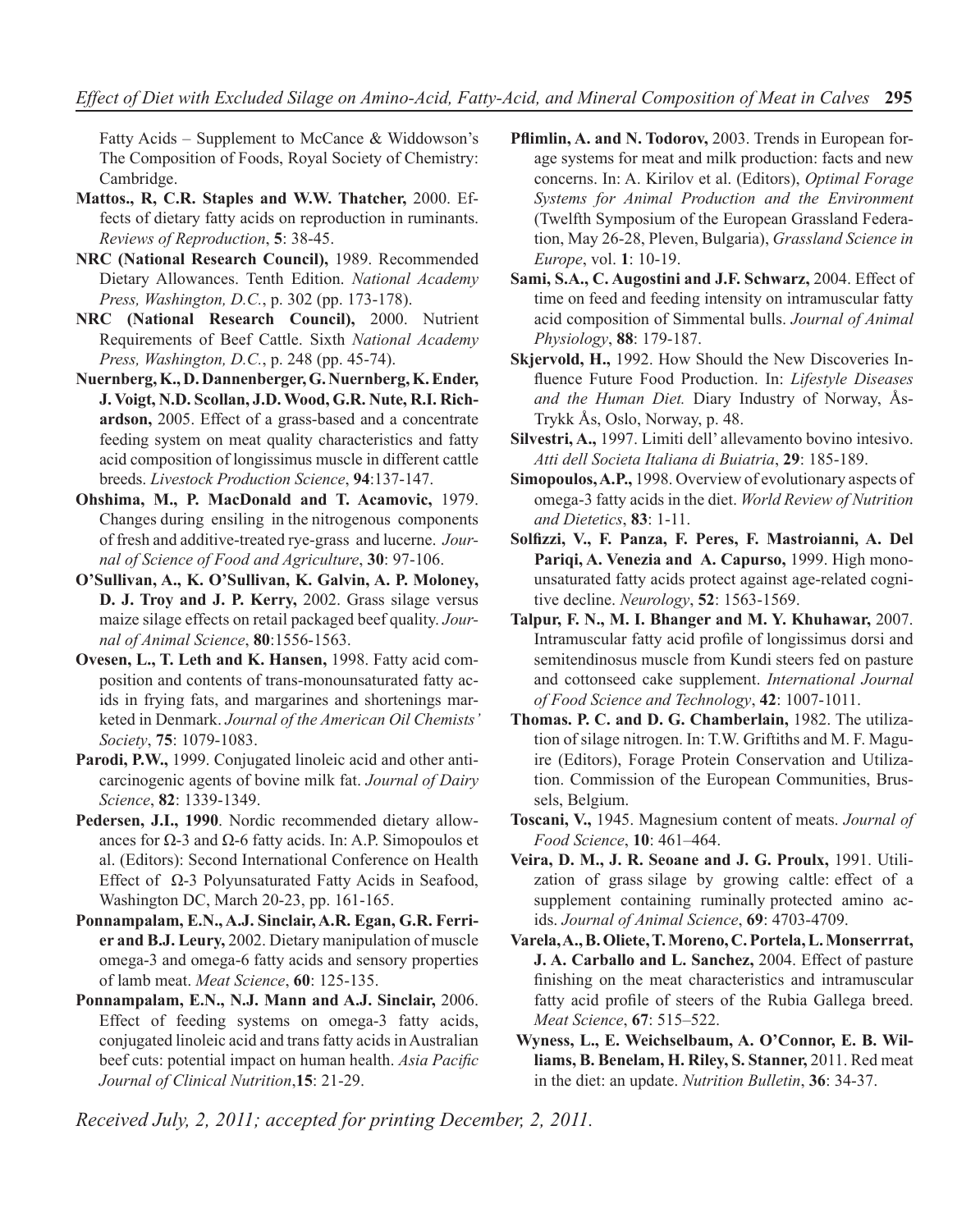Fatty Acids – Supplement to McCance & Widdowson's The Composition of Foods, Royal Society of Chemistry: Cambridge.

**Mattos., R, C.R. Staples and W.W. Thatcher,** 2000. Effects of dietary fatty acids on reproduction in ruminants. *Reviews of Reproduction*, **5**: 38-45.

**NRC (National Research Council),** 1989. Recommended Dietary Allowances. Tenth Edition. *National Academy Press, Washington, D.C.*, p. 302 (pp. 173-178).

**NRC (National Research Council),** 2000. Nutrient Requirements of Beef Cattle. Sixth *National Academy Press, Washington, D.C.*, p. 248 (pp. 45-74).

**Nuernberg, K., D. Dannenberger, G. Nuernberg, K. Ender, J. Voigt, N.D. Scollan, J.D. Wood, G.R. Nute, R.I. Richardson,** 2005. Effect of a grass-based and a concentrate feeding system on meat quality characteristics and fatty acid composition of longissimus muscle in different cattle breeds. *Livestock Production Science*, **94**:137-147.

**Ohshima, M., P. MacDonald and T. Acamovic,** 1979. Changes during ensiling in the nitrogenous components of fresh and additive-treated rye-grass and lucerne. *Journal of Science of Food and Agriculture*, **30**: 97-106.

**O'Sullivan, A., K. O'Sullivan, K. Galvin, A. P. Moloney, D. J. Troy and J. P. Kerry,** 2002. Grass silage versus maize silage effects on retail packaged beef quality. *Journal of Animal Science*, **80**:1556-1563.

**Ovesen, L., T. Leth and K. Hansen,** 1998. Fatty acid composition and contents of trans-monounsaturated fatty acids in frying fats, and margarines and shortenings marketed in Denmark. *Journal of the American Oil Chemists' Society*, **75**: 1079-1083.

**Parodi, P.W.,** 1999. Conjugated linoleic acid and other anticarcinogenic agents of bovine milk fat. *Journal of Dairy Science*, **82**: 1339-1349.

**Pedersen, J.I., 1990**. Nordic recommended dietary allowances for Ω-3 and Ω-6 fatty acids. In: A.P. Simopoulos et al. (Editors): Second International Conference on Health Effect of Ω-3 Polyunsaturated Fatty Acids in Seafood, Washington DC, March 20-23, pp. 161-165.

**Ponnampalam, E.N., A.J. Sinclair, A.R. Egan, G.R. Ferrier and B.J. Leury,** 2002. Dietary manipulation of muscle omega-3 and omega-6 fatty acids and sensory properties of lamb meat. *Meat Science*, **60**: 125-135.

**Ponnampalam, E.N., N.J. Mann and A.J. Sinclair,** 2006. Effect of feeding systems on omega-3 fatty acids, conjugated linoleic acid and trans fatty acids in Australian beef cuts: potential impact on human health. *Asia Pacific Journal of Clinical Nutrition*,**15**: 21-29.

**Pflimlin, A. and N. Todorov,** 2003. Trends in European forage systems for meat and milk production: facts and new concerns. In: A. Kirilov et al. (Editors), *Optimal Forage Systems for Animal Production and the Environment* (Twelfth Symposium of the European Grassland Federation, May 26-28, Pleven, Bulgaria), *Grassland Science in Europe*, vol. **1**: 10-19.

**Sami, S.A., C. Augostini and J.F. Schwarz,** 2004. Effect of time on feed and feeding intensity on intramuscular fatty acid composition of Simmental bulls. *Journal of Animal Physiology*, **88**: 179-187.

**Skjervold, H.,** 1992. How Should the New Discoveries Influence Future Food Production. In: *Lifestyle Diseases and the Human Diet.* Diary Industry of Norway, Ås-Trykk Ås, Oslo, Norway, p. 48.

**Silvestri, A.,** 1997. Limiti dell' allevamento bovino intesivo. *Atti dell Societa Italiana di Buiatria*, **29**: 185-189.

**Simopoulos, A.P.,** 1998. Overview of evolutionary aspects of omega-3 fatty acids in the diet. *World Review of Nutrition and Dietetics*, **83**: 1-11.

**Solfizzi, V., F. Panza, F. Peres, F. Mastroianni, A. Del Pariqi, A. Venezia and A. Capurso,** 1999. High monounsaturated fatty acids protect against age-related cognitive decline. *Neurology*, **52**: 1563-1569.

**Talpur, F. N., M. I. Bhanger and M. Y. Khuhawar,** 2007. Intramuscular fatty acid profile of longissimus dorsi and semitendinosus muscle from Kundi steers fed on pasture and cottonseed cake supplement. *International Journal of Food Science and Technology*, **42**: 1007-1011.

**Thomas. P. C. and D. G. Chamberlain,** 1982. The utilization of silage nitrogen. In: T.W. Griftiths and M. F. Maguire (Editors), Forage Protein Conservation and Utilization. Commission of the European Communities, Brussels, Belgium.

**Toscani, V.,** 1945. Magnesium content of meats. *Journal of Food Science*, **10**: 461–464.

**Veira, D. M., J. R. Seoane and J. G. Proulx,** 1991. Utilization of grass silage by growing caltle: effect of a supplement containing ruminally protected amino acids. *Journal of Animal Science*, **69**: 4703-4709.

**Varela, A., B. Oliete, T. Moreno, C. Portela, L. Monserrrat, J. A. Carballo and L. Sanchez,** 2004. Effect of pasture finishing on the meat characteristics and intramuscular fatty acid profile of steers of the Rubia Gallega breed. *Meat Science*, **67**: 515–522.

**Wyness, L., E. Weichselbaum, A. O'Connor, E. B. Williams, B. Benelam, H. Riley, S. Stanner,** 2011. Red meat in the diet: an update. *Nutrition Bulletin*, **36**: 34-37.

*Received July, 2, 2011; accepted for printing December, 2, 2011.*